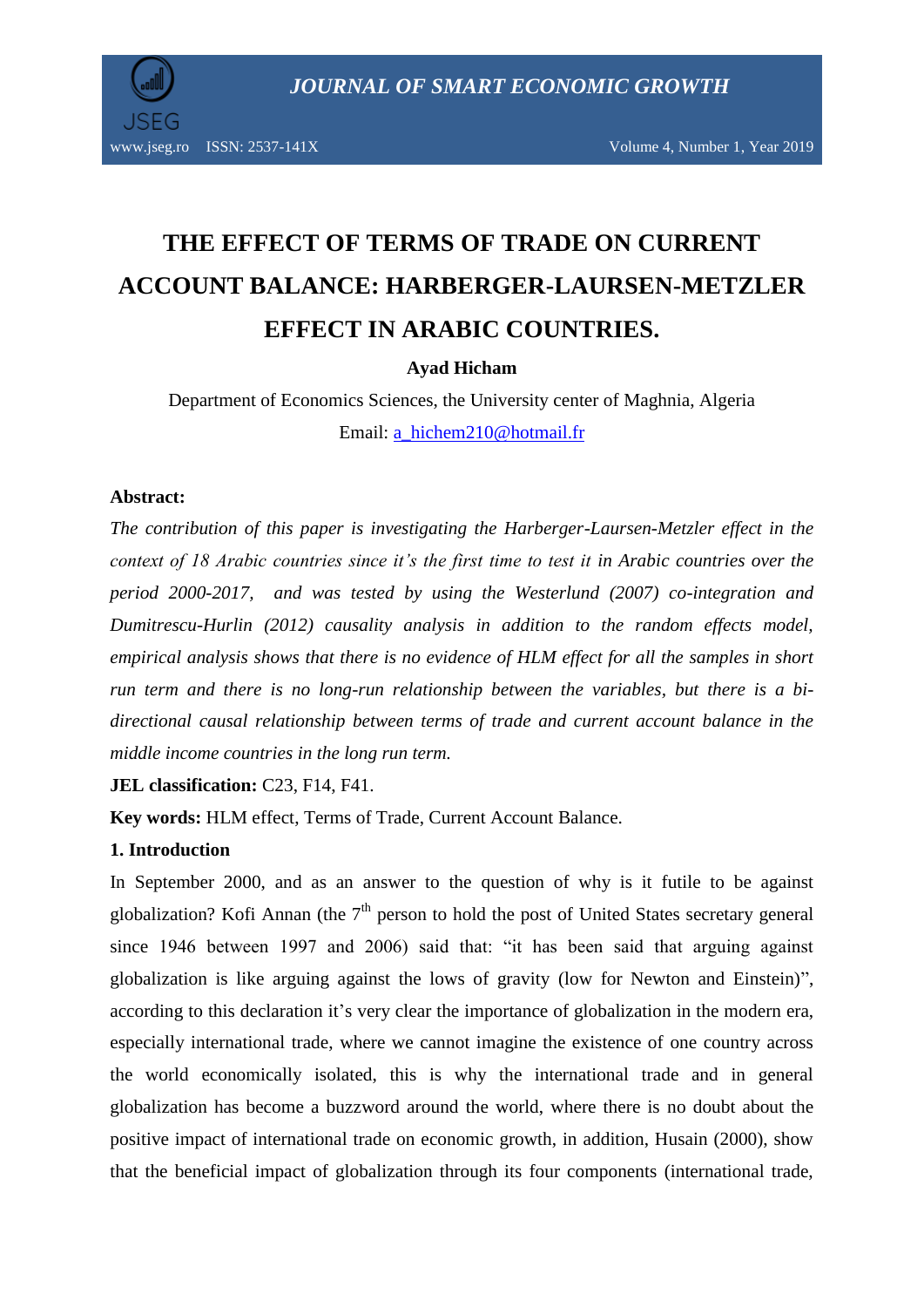# THE EFFECT OF TERMS OF TRADE ON CURRENT ACCOUNT BALANCE: HARBERGER-LAURSEN-METZLER EFFECT IN ARABIC COUNTRIES.

**Ayad Hicham**

Department of Economics Sciences, the University center of Maghnia, Algeria

Email: a_hichem210@hotmail.fr

**Abstract:**

*The contribution of this paper is investigating the Harberger-Laursen-Metzler effect in the context of 18 Arabic countries since it's the first time to test it in Arabic countries over the period 2000-2017, and was tested by using the Westerlund (2007) co-integration and Dumitrescu-Hurlin (2012) causality analysis in addition to the random effects model, empirical analysis shows that there is no evidence of HLM effect for all the samples in short run term and there is no long-run relationship between the variables, but there is a bi-directional causal relationship between terms of trade and current account balance in the middle income countries in the long run term.*

**JEL classification:** C23, F14, F41.

**Key words:** HLM effect, Terms of Trade, Current Account Balance.

## 1. Introduction

In September 2000, and as an answer to the question of why is it futile to be against globalization? Kofi Annan (the 7th person to hold the post of United States secretary general since 1946 between 1997 and 2006) said that: "it has been said that arguing against globalization is like arguing against the lows of gravity (low for Newton and Einstein)", according to this declaration it's very clear the importance of globalization in the modern era, especially international trade, where we cannot imagine the existence of one country across the world economically isolated, this is why the international trade and in general globalization has become a buzzword around the world, where there is no doubt about the positive impact of international trade on economic growth, in addition, Husain (2000), show that the beneficial impact of globalization through its four components (international trade,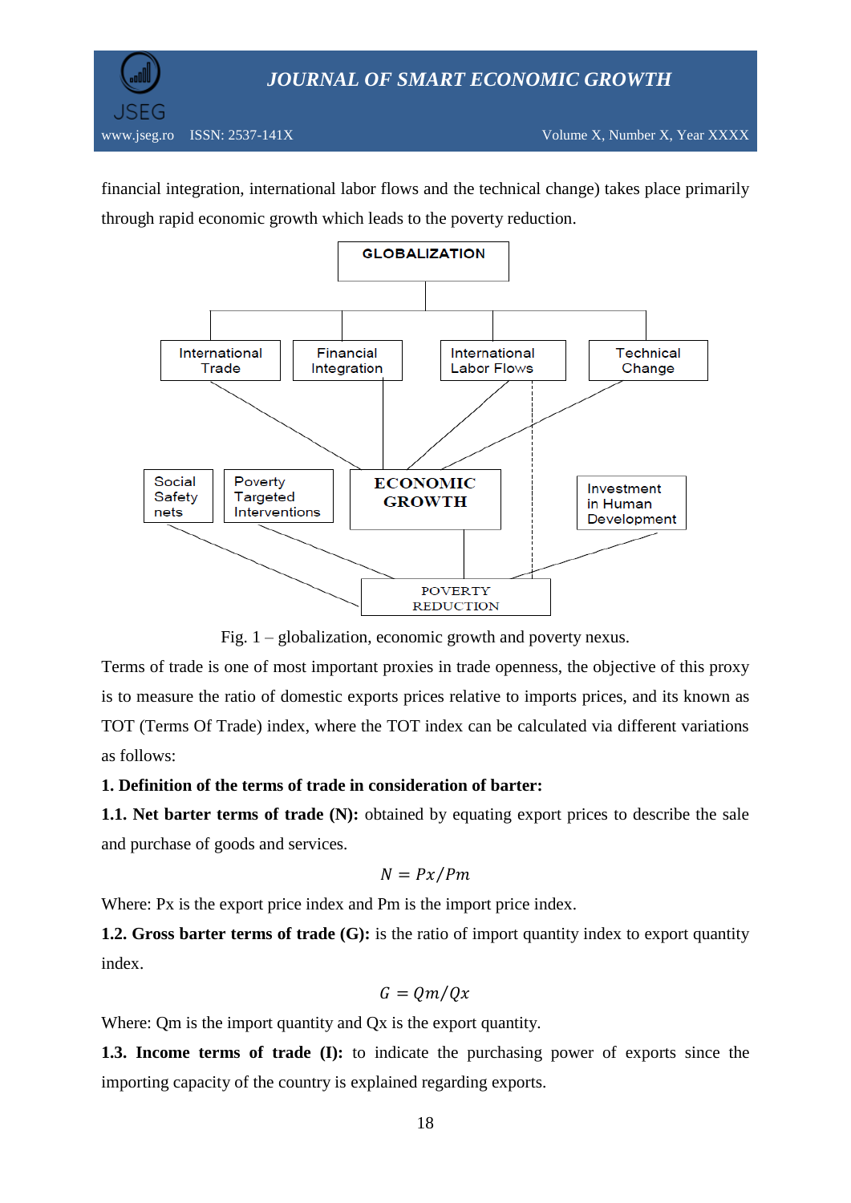financial integration, international labor flows and the technical change) takes place primarily through rapid economic growth which leads to the poverty reduction.

Fig. 1 – globalization, economic growth and poverty nexus.

Terms of trade is one of most important proxies in trade openness, the objective of this proxy is to measure the ratio of domestic exports prices relative to imports prices, and its known as TOT (Terms Of Trade) index, where the TOT index can be calculated via different variations as follows:

**1. Definition of the terms of trade in consideration of barter:**

**1.1. Net barter terms of trade (N):** obtained by equating export prices to describe the sale and purchase of goods and services.

$$N = Px/Pm$$

Where: Px is the export price index and Pm is the import price index.

**1.2. Gross barter terms of trade (G):** is the ratio of import quantity index to export quantity index.

$$G = Qm/Qx$$

Where: Qm is the import quantity and Qx is the export quantity.

**1.3. Income terms of trade (I):** to indicate the purchasing power of exports since the importing capacity of the country is explained regarding exports.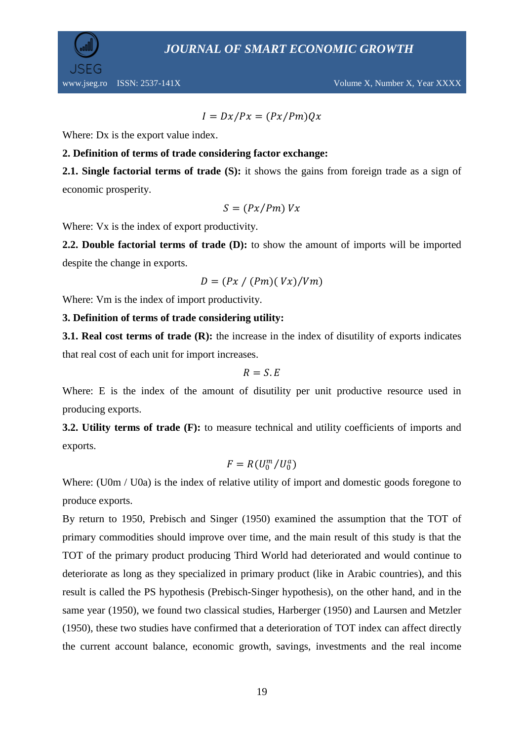$$I = Dx/Px = (Px/Pm)Qx$$

Where: Dx is the export value index.

**2. Definition of terms of trade considering factor exchange:**

**2.1. Single factorial terms of trade (S):** it shows the gains from foreign trade as a sign of economic prosperity.

$$S = (Px/Pm)\ Vx$$

Where: Vx is the index of export productivity.

**2.2. Double factorial terms of trade (D):** to show the amount of imports will be imported despite the change in exports.

$$D = (Px\ /\ (Pm)(\ Vx)/Vm)$$

Where: Vm is the index of import productivity.

**3. Definition of terms of trade considering utility:**

**3.1. Real cost terms of trade (R):** the increase in the index of disutility of exports indicates that real cost of each unit for import increases.

$$R = S.E$$

Where: E is the index of the amount of disutility per unit productive resource used in producing exports.

**3.2. Utility terms of trade (F):** to measure technical and utility coefficients of imports and exports.

$$F = R(U_0^m/U_0^a)$$

Where: (U0m / U0a) is the index of relative utility of import and domestic goods foregone to produce exports.

By return to 1950, Prebisch and Singer (1950) examined the assumption that the TOT of primary commodities should improve over time, and the main result of this study is that the TOT of the primary product producing Third World had deteriorated and would continue to deteriorate as long as they specialized in primary product (like in Arabic countries), and this result is called the PS hypothesis (Prebisch-Singer hypothesis), on the other hand, and in the same year (1950), we found two classical studies, Harberger (1950) and Laursen and Metzler (1950), these two studies have confirmed that a deterioration of TOT index can affect directly the current account balance, economic growth, savings, investments and the real income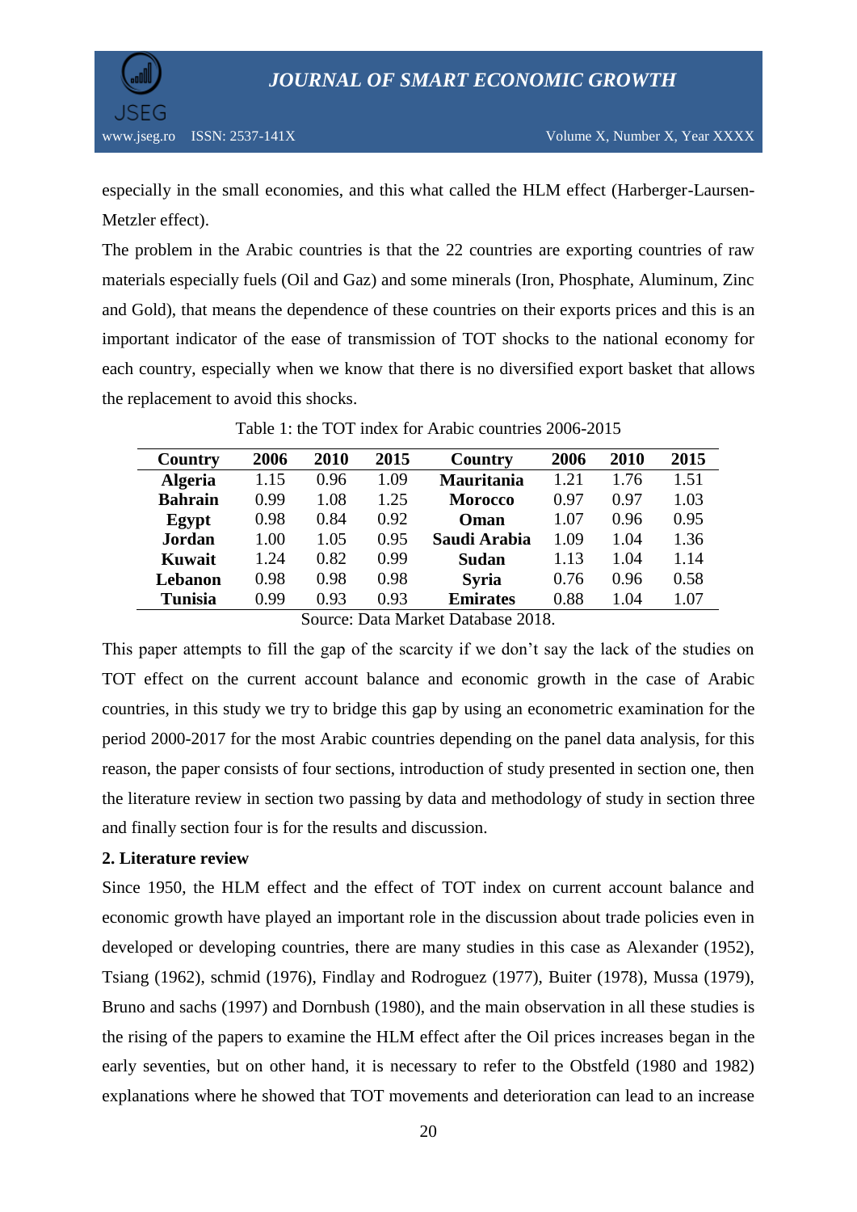especially in the small economies, and this what called the HLM effect (Harberger-Laursen-Metzler effect).

The problem in the Arabic countries is that the 22 countries are exporting countries of raw materials especially fuels (Oil and Gaz) and some minerals (Iron, Phosphate, Aluminum, Zinc and Gold), that means the dependence of these countries on their exports prices and this is an important indicator of the ease of transmission of TOT shocks to the national economy for each country, especially when we know that there is no diversified export basket that allows the replacement to avoid this shocks.

Table 1: the TOT index for Arabic countries 2006-2015

| Country | 2006 | 2010 | 2015 | Country | 2006 | 2010 | 2015 |
|---|---|---|---|---|---|---|---|
| **Algeria** | 1.15 | 0.96 | 1.09 | **Mauritania** | 1.21 | 1.76 | 1.51 |
| **Bahrain** | 0.99 | 1.08 | 1.25 | **Morocco** | 0.97 | 0.97 | 1.03 |
| **Egypt** | 0.98 | 0.84 | 0.92 | **Oman** | 1.07 | 0.96 | 0.95 |
| **Jordan** | 1.00 | 1.05 | 0.95 | **Saudi Arabia** | 1.09 | 1.04 | 1.36 |
| **Kuwait** | 1.24 | 0.82 | 0.99 | **Sudan** | 1.13 | 1.04 | 1.14 |
| **Lebanon** | 0.98 | 0.98 | 0.98 | **Syria** | 0.76 | 0.96 | 0.58 |
| **Tunisia** | 0.99 | 0.93 | 0.93 | **Emirates** | 0.88 | 1.04 | 1.07 |

Source: Data Market Database 2018.

This paper attempts to fill the gap of the scarcity if we don't say the lack of the studies on TOT effect on the current account balance and economic growth in the case of Arabic countries, in this study we try to bridge this gap by using an econometric examination for the period 2000-2017 for the most Arabic countries depending on the panel data analysis, for this reason, the paper consists of four sections, introduction of study presented in section one, then the literature review in section two passing by data and methodology of study in section three and finally section four is for the results and discussion.

## 2. Literature review

Since 1950, the HLM effect and the effect of TOT index on current account balance and economic growth have played an important role in the discussion about trade policies even in developed or developing countries, there are many studies in this case as Alexander (1952), Tsiang (1962), schmid (1976), Findlay and Rodroguez (1977), Buiter (1978), Mussa (1979), Bruno and sachs (1997) and Dornbush (1980), and the main observation in all these studies is the rising of the papers to examine the HLM effect after the Oil prices increases began in the early seventies, but on other hand, it is necessary to refer to the Obstfeld (1980 and 1982) explanations where he showed that TOT movements and deterioration can lead to an increase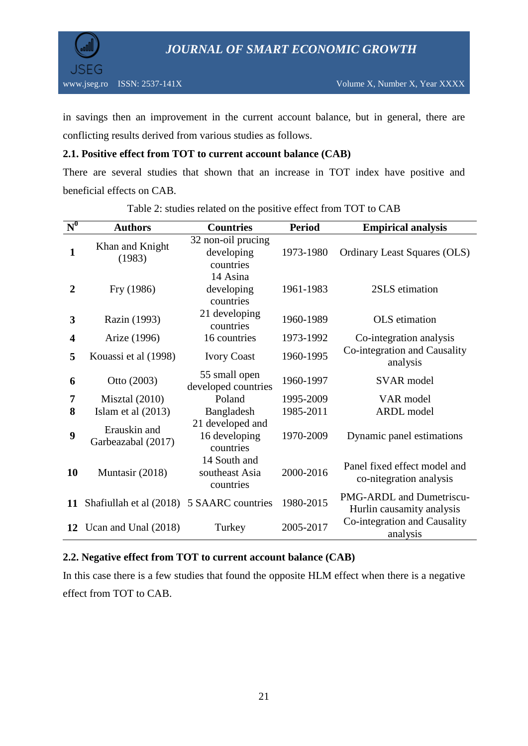in savings then an improvement in the current account balance, but in general, there are conflicting results derived from various studies as follows.

### 2.1. Positive effect from TOT to current account balance (CAB)

There are several studies that shown that an increase in TOT index have positive and beneficial effects on CAB.

Table 2: studies related on the positive effect from TOT to CAB

| N$^0$ | Authors | Countries | Period | Empirical analysis |
|---|---|---|---|---|
| **1** | Khan and Knight (1983) | 32 non-oil prucing developing countries | 1973-1980 | Ordinary Least Squares (OLS) |
| **2** | Fry (1986) | 14 Asina developing countries | 1961-1983 | 2SLS etimation |
| **3** | Razin (1993) | 21 developing countries | 1960-1989 | OLS etimation |
| **4** | Arize (1996) | 16 countries | 1973-1992 | Co-integration analysis |
| **5** | Kouassi et al (1998) | Ivory Coast | 1960-1995 | Co-integration and Causality analysis |
| **6** | Otto (2003) | 55 small open developed countries | 1960-1997 | SVAR model |
| **7** | Misztal (2010) | Poland | 1995-2009 | VAR model |
| **8** | Islam et al (2013) | Bangladesh | 1985-2011 | ARDL model |
| **9** | Erauskin and Garbeazabal (2017) | 21 developed and 16 developing countries | 1970-2009 | Dynamic panel estimations |
| **10** | Muntasir (2018) | 14 South and southeast Asia countries | 2000-2016 | Panel fixed effect model and co-nitegration analysis |
| **11** | Shafiullah et al (2018) | 5 SAARC countries | 1980-2015 | PMG-ARDL and Dumetriscu-Hurlin causamity analysis |
| **12** | Ucan and Unal (2018) | Turkey | 2005-2017 | Co-integration and Causality analysis |

### 2.2. Negative effect from TOT to current account balance (CAB)

In this case there is a few studies that found the opposite HLM effect when there is a negative effect from TOT to CAB.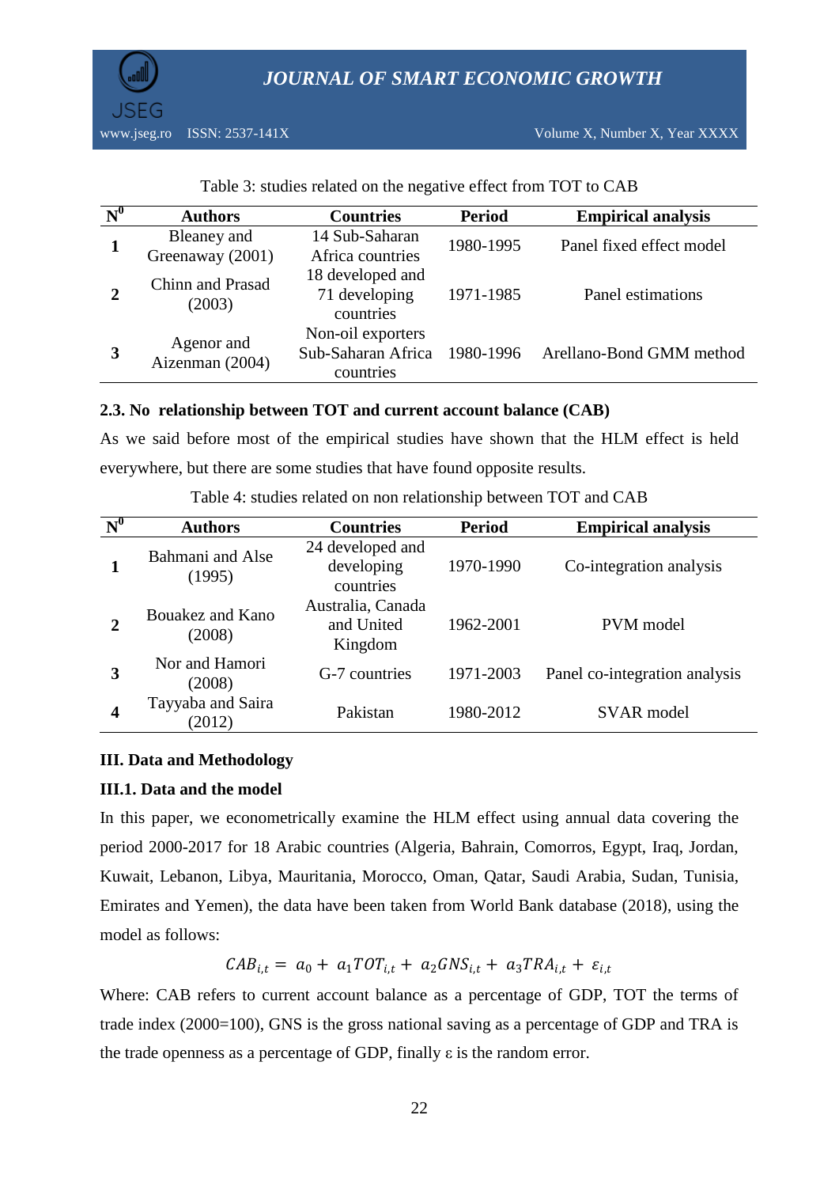Table 3: studies related on the negative effect from TOT to CAB

| $N^0$ | Authors | Countries | Period | Empirical analysis |
|---|---|---|---|---|
| 1 | Bleaney and Greenaway (2001) | 14 Sub-Saharan Africa countries | 1980-1995 | Panel fixed effect model |
| 2 | Chinn and Prasad (2003) | 18 developed and 71 developing countries | 1971-1985 | Panel estimations |
| 3 | Agenor and Aizenman (2004) | Non-oil exporters Sub-Saharan Africa countries | 1980-1996 | Arellano-Bond GMM method |

### 2.3. No relationship between TOT and current account balance (CAB)

As we said before most of the empirical studies have shown that the HLM effect is held everywhere, but there are some studies that have found opposite results.

Table 4: studies related on non relationship between TOT and CAB

| $N^0$ | Authors | Countries | Period | Empirical analysis |
|---|---|---|---|---|
| 1 | Bahmani and Alse (1995) | 24 developed and developing countries | 1970-1990 | Co-integration analysis |
| 2 | Bouakez and Kano (2008) | Australia, Canada and United Kingdom | 1962-2001 | PVM model |
| 3 | Nor and Hamori (2008) | G-7 countries | 1971-2003 | Panel co-integration analysis |
| 4 | Tayyaba and Saira (2012) | Pakistan | 1980-2012 | SVAR model |

## III. Data and Methodology

### III.1. Data and the model

In this paper, we econometrically examine the HLM effect using annual data covering the period 2000-2017 for 18 Arabic countries (Algeria, Bahrain, Comorros, Egypt, Iraq, Jordan, Kuwait, Lebanon, Libya, Mauritania, Morocco, Oman, Qatar, Saudi Arabia, Sudan, Tunisia, Emirates and Yemen), the data have been taken from World Bank database (2018), using the model as follows:

$$CAB_{i,t} = a_0 + a_1 TOT_{i,t} + a_2 GNS_{i,t} + a_3 TRA_{i,t} + \varepsilon_{i,t}$$

Where: CAB refers to current account balance as a percentage of GDP, TOT the terms of trade index (2000=100), GNS is the gross national saving as a percentage of GDP and TRA is the trade openness as a percentage of GDP, finally $\varepsilon$ is the random error.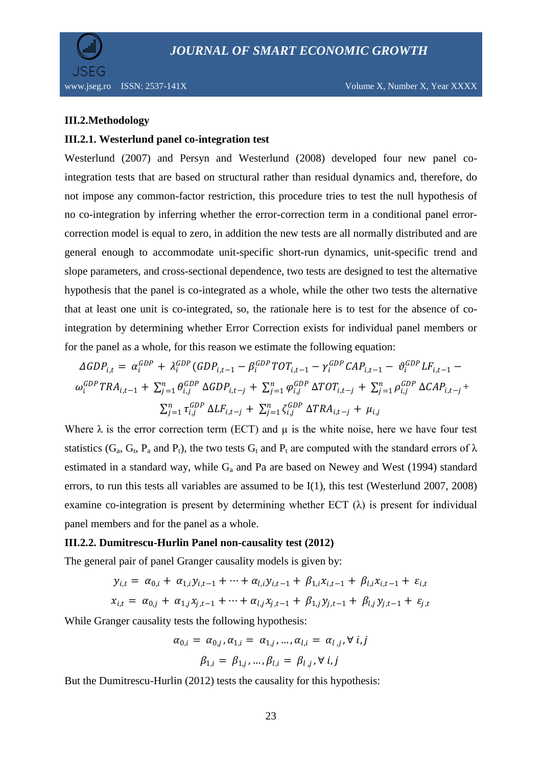### III.2.Methodology

### III.2.1. Westerlund panel co-integration test

Westerlund (2007) and Persyn and Westerlund (2008) developed four new panel co-integration tests that are based on structural rather than residual dynamics and, therefore, do not impose any common-factor restriction, this procedure tries to test the null hypothesis of no co-integration by inferring whether the error-correction term in a conditional panel error-correction model is equal to zero, in addition the new tests are all normally distributed and are general enough to accommodate unit-specific short-run dynamics, unit-specific trend and slope parameters, and cross-sectional dependence, two tests are designed to test the alternative hypothesis that the panel is co-integrated as a whole, while the other two tests the alternative that at least one unit is co-integrated, so, the rationale here is to test for the absence of co-integration by determining whether Error Correction exists for individual panel members or for the panel as a whole, for this reason we estimate the following equation:

$$\Delta GDP_{i,t} = \alpha_i^{GDP} + \lambda_i^{GDP}(GDP_{i,t-1} - \beta_i^{GDP} TOT_{i,t-1} - \gamma_i^{GDP} CAP_{i,t-1} - \vartheta_i^{GDP} LF_{i,t-1} - \omega_i^{GDP} TRA_{i,t-1} + \sum_{j=1}^{n} \theta_{i,j}^{GDP}\, \Delta GDP_{i,t-j} + \sum_{j=1}^{n} \varphi_{i,j}^{GDP}\, \Delta TOT_{i,t-j} + \sum_{j=1}^{n} \rho_{i,j}^{GDP}\, \Delta CAP_{i,t-j} + \sum_{j=1}^{n} \tau_{i,j}^{GDP}\, \Delta LF_{i,t-j} + \sum_{j=1}^{n} \zeta_{i,j}^{GDP}\, \Delta TRA_{i,t-j} + \mu_{i,j}$$

Where λ is the error correction term (ECT) and μ is the white noise, here we have four test statistics ($G_a$, $G_t$, $P_a$ and $P_t$), the two tests $G_t$ and $P_t$ are computed with the standard errors of λ estimated in a standard way, while $G_a$ and Pa are based on Newey and West (1994) standard errors, to run this tests all variables are assumed to be I(1), this test (Westerlund 2007, 2008) examine co-integration is present by determining whether ECT (λ) is present for individual panel members and for the panel as a whole.

### III.2.2. Dumitrescu-Hurlin Panel non-causality test (2012)

The general pair of panel Granger causality models is given by:

$$y_{i,t} = \alpha_{0,i} + \alpha_{1,i} y_{i,t-1} + \cdots + \alpha_{l,i} y_{i,t-1} + \beta_{1,i} x_{i,t-1} + \beta_{l,i} x_{i,t-1} + \varepsilon_{i,t}$$

$$x_{i,t} = \alpha_{0,j} + \alpha_{1,j} x_{j,t-1} + \cdots + \alpha_{l,j} x_{j,t-1} + \beta_{1,j} y_{j,t-1} + \beta_{l,j} y_{j,t-1} + \varepsilon_{j,t}$$

While Granger causality tests the following hypothesis:

$$\alpha_{0,i} = \alpha_{0,j}, \alpha_{1,i} = \alpha_{1,j}, \dots, \alpha_{l,i} = \alpha_{l,j}, \forall\, i,j$$

$$\beta_{1,i} = \beta_{1,j}, \dots, \beta_{l,i} = \beta_{l,j}, \forall\, i,j$$

But the Dumitrescu-Hurlin (2012) tests the causality for this hypothesis: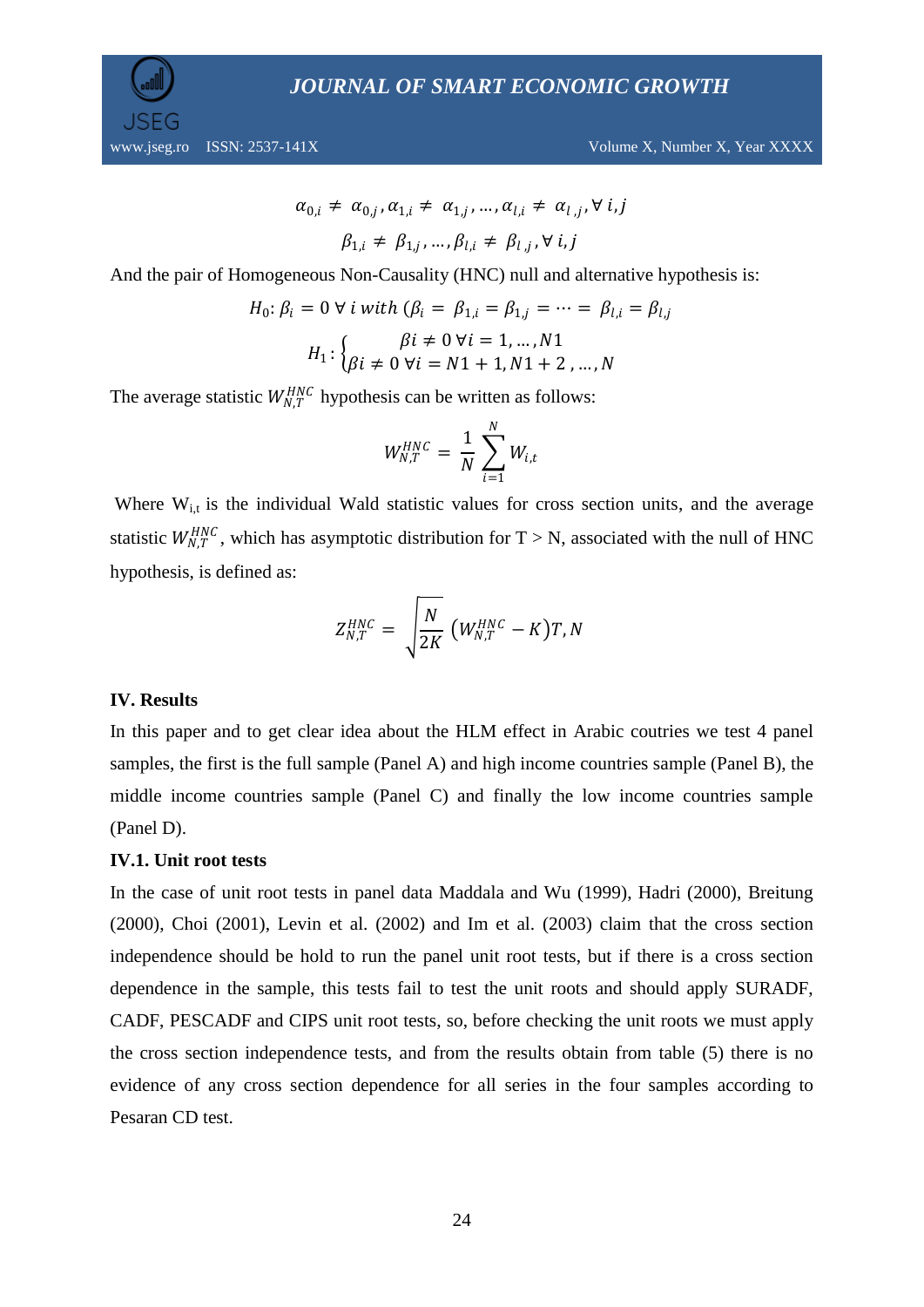$$\alpha_{0,i} \neq \alpha_{0,j}, \alpha_{1,i} \neq \alpha_{1,j}, \ldots, \alpha_{l,i} \neq \alpha_{l,j}, \forall\, i,j$$

$$\beta_{1,i} \neq \beta_{1,j}, \ldots, \beta_{l,i} \neq \beta_{l,j}, \forall\, i,j$$

And the pair of Homogeneous Non-Causality (HNC) null and alternative hypothesis is:

$$H_0: \beta_i = 0 \;\forall\; i \; with \; (\beta_i = \beta_{1,i} = \beta_{1,j} = \cdots = \beta_{l,i} = \beta_{l,j}$$

$$H_1: \begin{cases} \beta i \neq 0 \;\forall i = 1, \ldots, N1 \\ \beta i \neq 0 \;\forall i = N1+1, N1+2, \ldots, N \end{cases}$$

The average statistic $W_{N,T}^{HNC}$ hypothesis can be written as follows:

$$W_{N,T}^{HNC} = \frac{1}{N} \sum_{i=1}^{N} W_{i,t}$$

Where $W_{i,t}$ is the individual Wald statistic values for cross section units, and the average statistic $W_{N,T}^{HNC}$, which has asymptotic distribution for T > N, associated with the null of HNC hypothesis, is defined as:

$$Z_{N,T}^{HNC} = \sqrt{\frac{N}{2K}} \left(W_{N,T}^{HNC} - K\right)T, N$$

## IV. Results

In this paper and to get clear idea about the HLM effect in Arabic coutries we test 4 panel samples, the first is the full sample (Panel A) and high income countries sample (Panel B), the middle income countries sample (Panel C) and finally the low income countries sample (Panel D).

### IV.1. Unit root tests

In the case of unit root tests in panel data Maddala and Wu (1999), Hadri (2000), Breitung (2000), Choi (2001), Levin et al. (2002) and Im et al. (2003) claim that the cross section independence should be hold to run the panel unit root tests, but if there is a cross section dependence in the sample, this tests fail to test the unit roots and should apply SURADF, CADF, PESCADF and CIPS unit root tests, so, before checking the unit roots we must apply the cross section independence tests, and from the results obtain from table (5) there is no evidence of any cross section dependence for all series in the four samples according to Pesaran CD test.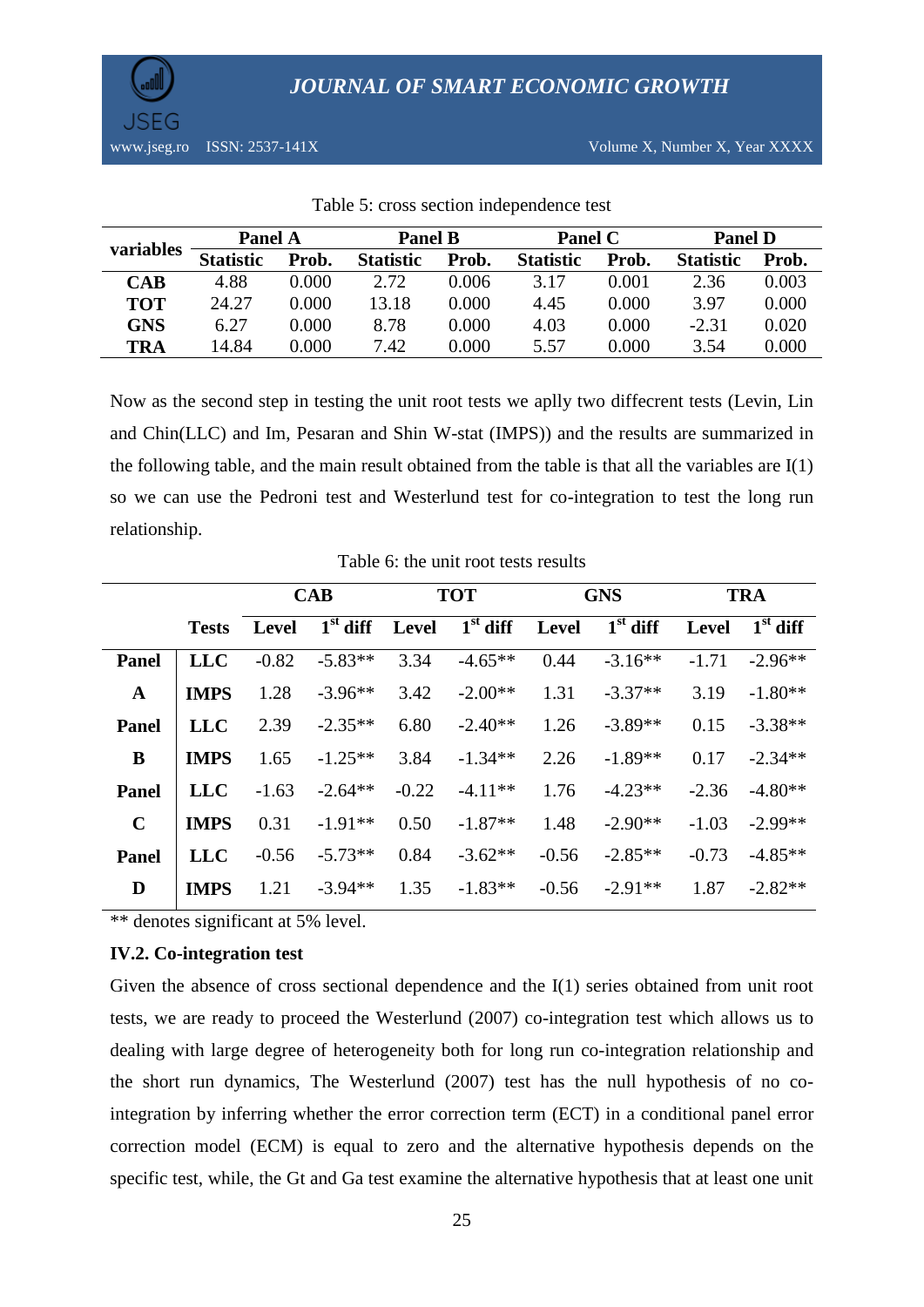Table 5: cross section independence test

| variables | Panel A | | Panel B | | Panel C | | Panel D | |
|---|---|---|---|---|---|---|---|---|
| | Statistic | Prob. | Statistic | Prob. | Statistic | Prob. | Statistic | Prob. |
| **CAB** | 4.88 | 0.000 | 2.72 | 0.006 | 3.17 | 0.001 | 2.36 | 0.003 |
| **TOT** | 24.27 | 0.000 | 13.18 | 0.000 | 4.45 | 0.000 | 3.97 | 0.000 |
| **GNS** | 6.27 | 0.000 | 8.78 | 0.000 | 4.03 | 0.000 | -2.31 | 0.020 |
| **TRA** | 14.84 | 0.000 | 7.42 | 0.000 | 5.57 | 0.000 | 3.54 | 0.000 |

Now as the second step in testing the unit root tests we aplly two diffecrent tests (Levin, Lin and Chin(LLC) and Im, Pesaran and Shin W-stat (IMPS)) and the results are summarized in the following table, and the main result obtained from the table is that all the variables are I(1) so we can use the Pedroni test and Westerlund test for co-integration to test the long run relationship.

Table 6: the unit root tests results

| | | CAB | | TOT | | GNS | | TRA | |
|---|---|---|---|---|---|---|---|---|---|
| | **Tests** | **Level** | **1st diff** | **Level** | **1st diff** | **Level** | **1st diff** | **Level** | **1st diff** |
| **Panel A** | **LLC** | -0.82 | -5.83** | 3.34 | -4.65** | 0.44 | -3.16** | -1.71 | -2.96** |
| | **IMPS** | 1.28 | -3.96** | 3.42 | -2.00** | 1.31 | -3.37** | 3.19 | -1.80** |
| **Panel B** | **LLC** | 2.39 | -2.35** | 6.80 | -2.40** | 1.26 | -3.89** | 0.15 | -3.38** |
| | **IMPS** | 1.65 | -1.25** | 3.84 | -1.34** | 2.26 | -1.89** | 0.17 | -2.34** |
| **Panel C** | **LLC** | -1.63 | -2.64** | -0.22 | -4.11** | 1.76 | -4.23** | -2.36 | -4.80** |
| | **IMPS** | 0.31 | -1.91** | 0.50 | -1.87** | 1.48 | -2.90** | -1.03 | -2.99** |
| **Panel D** | **LLC** | -0.56 | -5.73** | 0.84 | -3.62** | -0.56 | -2.85** | -0.73 | -4.85** |
| | **IMPS** | 1.21 | -3.94** | 1.35 | -1.83** | -0.56 | -2.91** | 1.87 | -2.82** |

** denotes significant at 5% level.

### IV.2. Co-integration test

Given the absence of cross sectional dependence and the I(1) series obtained from unit root tests, we are ready to proceed the Westerlund (2007) co-integration test which allows us to dealing with large degree of heterogeneity both for long run co-integration relationship and the short run dynamics, The Westerlund (2007) test has the null hypothesis of no co-integration by inferring whether the error correction term (ECT) in a conditional panel error correction model (ECM) is equal to zero and the alternative hypothesis depends on the specific test, while, the Gt and Ga test examine the alternative hypothesis that at least one unit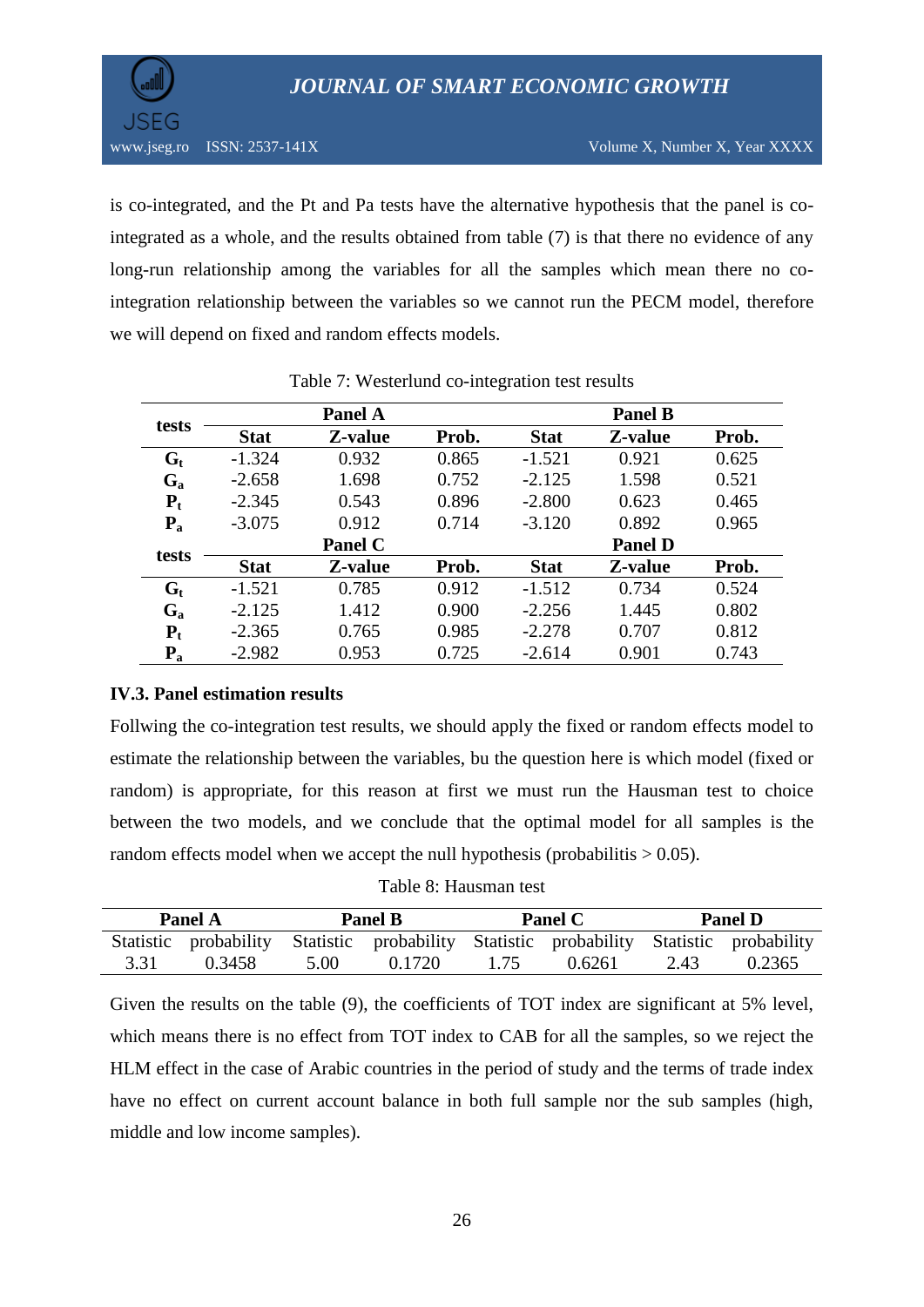is co-integrated, and the Pt and Pa tests have the alternative hypothesis that the panel is co-integrated as a whole, and the results obtained from table (7) is that there no evidence of any long-run relationship among the variables for all the samples which mean there no co-integration relationship between the variables so we cannot run the PECM model, therefore we will depend on fixed and random effects models.

Table 7: Westerlund co-integration test results

| tests | Panel A | | | Panel B | | |
|---|---|---|---|---|---|---|
| | **Stat** | **Z-value** | **Prob.** | **Stat** | **Z-value** | **Prob.** |
| $G_t$ | -1.324 | 0.932 | 0.865 | -1.521 | 0.921 | 0.625 |
| $G_a$ | -2.658 | 1.698 | 0.752 | -2.125 | 1.598 | 0.521 |
| $P_t$ | -2.345 | 0.543 | 0.896 | -2.800 | 0.623 | 0.465 |
| $P_a$ | -3.075 | 0.912 | 0.714 | -3.120 | 0.892 | 0.965 |
| **tests** | **Panel C** | | | **Panel D** | | |
| | **Stat** | **Z-value** | **Prob.** | **Stat** | **Z-value** | **Prob.** |
| $G_t$ | -1.521 | 0.785 | 0.912 | -1.512 | 0.734 | 0.524 |
| $G_a$ | -2.125 | 1.412 | 0.900 | -2.256 | 1.445 | 0.802 |
| $P_t$ | -2.365 | 0.765 | 0.985 | -2.278 | 0.707 | 0.812 |
| $P_a$ | -2.982 | 0.953 | 0.725 | -2.614 | 0.901 | 0.743 |

### IV.3. Panel estimation results

Follwing the co-integration test results, we should apply the fixed or random effects model to estimate the relationship between the variables, bu the question here is which model (fixed or random) is appropriate, for this reason at first we must run the Hausman test to choice between the two models, and we conclude that the optimal model for all samples is the random effects model when we accept the null hypothesis (probabilitis > 0.05).

Table 8: Hausman test

| Panel A | | Panel B | | Panel C | | Panel D | |
|---|---|---|---|---|---|---|---|
| Statistic | probability | Statistic | probability | Statistic | probability | Statistic | probability |
| 3.31 | 0.3458 | 5.00 | 0.1720 | 1.75 | 0.6261 | 2.43 | 0.2365 |

Given the results on the table (9), the coefficients of TOT index are significant at 5% level, which means there is no effect from TOT index to CAB for all the samples, so we reject the HLM effect in the case of Arabic countries in the period of study and the terms of trade index have no effect on current account balance in both full sample nor the sub samples (high, middle and low income samples).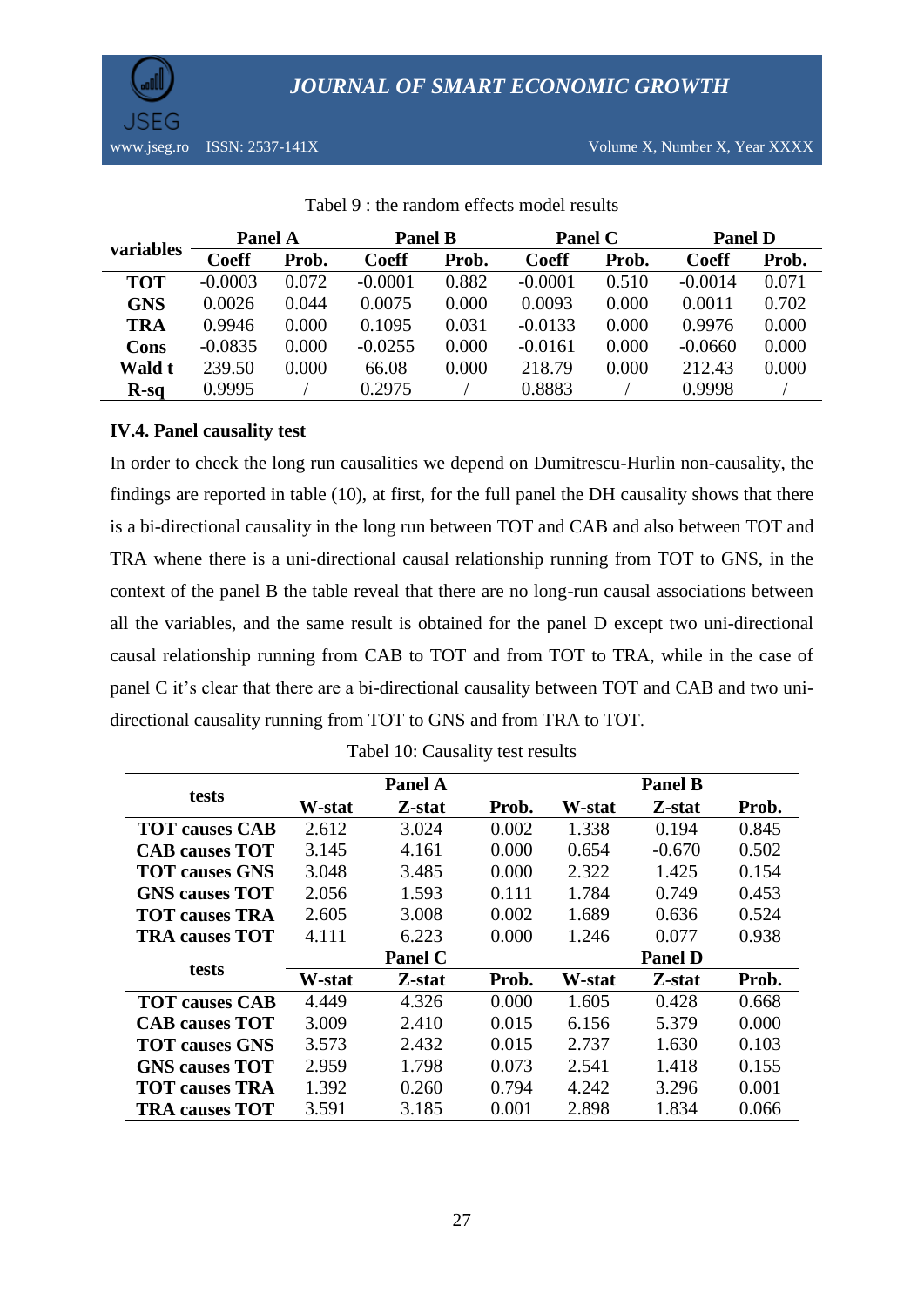Tabel 9 : the random effects model results

| variables | Panel A | | Panel B | | Panel C | | Panel D | |
|---|---|---|---|---|---|---|---|---|
| | Coeff | Prob. | Coeff | Prob. | Coeff | Prob. | Coeff | Prob. |
| **TOT** | -0.0003 | 0.072 | -0.0001 | 0.882 | -0.0001 | 0.510 | -0.0014 | 0.071 |
| **GNS** | 0.0026 | 0.044 | 0.0075 | 0.000 | 0.0093 | 0.000 | 0.0011 | 0.702 |
| **TRA** | 0.9946 | 0.000 | 0.1095 | 0.031 | -0.0133 | 0.000 | 0.9976 | 0.000 |
| **Cons** | -0.0835 | 0.000 | -0.0255 | 0.000 | -0.0161 | 0.000 | -0.0660 | 0.000 |
| **Wald t** | 239.50 | 0.000 | 66.08 | 0.000 | 218.79 | 0.000 | 212.43 | 0.000 |
| **R-sq** | 0.9995 | / | 0.2975 | / | 0.8883 | / | 0.9998 | / |

### IV.4. Panel causality test

In order to check the long run causalities we depend on Dumitrescu-Hurlin non-causality, the findings are reported in table (10), at first, for the full panel the DH causality shows that there is a bi-directional causality in the long run between TOT and CAB and also between TOT and TRA whene there is a uni-directional causal relationship running from TOT to GNS, in the context of the panel B the table reveal that there are no long-run causal associations between all the variables, and the same result is obtained for the panel D except two uni-directional causal relationship running from CAB to TOT and from TOT to TRA, while in the case of panel C it's clear that there are a bi-directional causality between TOT and CAB and two uni-directional causality running from TOT to GNS and from TRA to TOT.

Tabel 10: Causality test results

| tests | Panel A | | | Panel B | | |
|---|---|---|---|---|---|---|
| | W-stat | Z-stat | Prob. | W-stat | Z-stat | Prob. |
| **TOT causes CAB** | 2.612 | 3.024 | 0.002 | 1.338 | 0.194 | 0.845 |
| **CAB causes TOT** | 3.145 | 4.161 | 0.000 | 0.654 | -0.670 | 0.502 |
| **TOT causes GNS** | 3.048 | 3.485 | 0.000 | 2.322 | 1.425 | 0.154 |
| **GNS causes TOT** | 2.056 | 1.593 | 0.111 | 1.784 | 0.749 | 0.453 |
| **TOT causes TRA** | 2.605 | 3.008 | 0.002 | 1.689 | 0.636 | 0.524 |
| **TRA causes TOT** | 4.111 | 6.223 | 0.000 | 1.246 | 0.077 | 0.938 |
| **tests** | **Panel C** | | | **Panel D** | | |
| | **W-stat** | **Z-stat** | **Prob.** | **W-stat** | **Z-stat** | **Prob.** |
| **TOT causes CAB** | 4.449 | 4.326 | 0.000 | 1.605 | 0.428 | 0.668 |
| **CAB causes TOT** | 3.009 | 2.410 | 0.015 | 6.156 | 5.379 | 0.000 |
| **TOT causes GNS** | 3.573 | 2.432 | 0.015 | 2.737 | 1.630 | 0.103 |
| **GNS causes TOT** | 2.959 | 1.798 | 0.073 | 2.541 | 1.418 | 0.155 |
| **TOT causes TRA** | 1.392 | 0.260 | 0.794 | 4.242 | 3.296 | 0.001 |
| **TRA causes TOT** | 3.591 | 3.185 | 0.001 | 2.898 | 1.834 | 0.066 |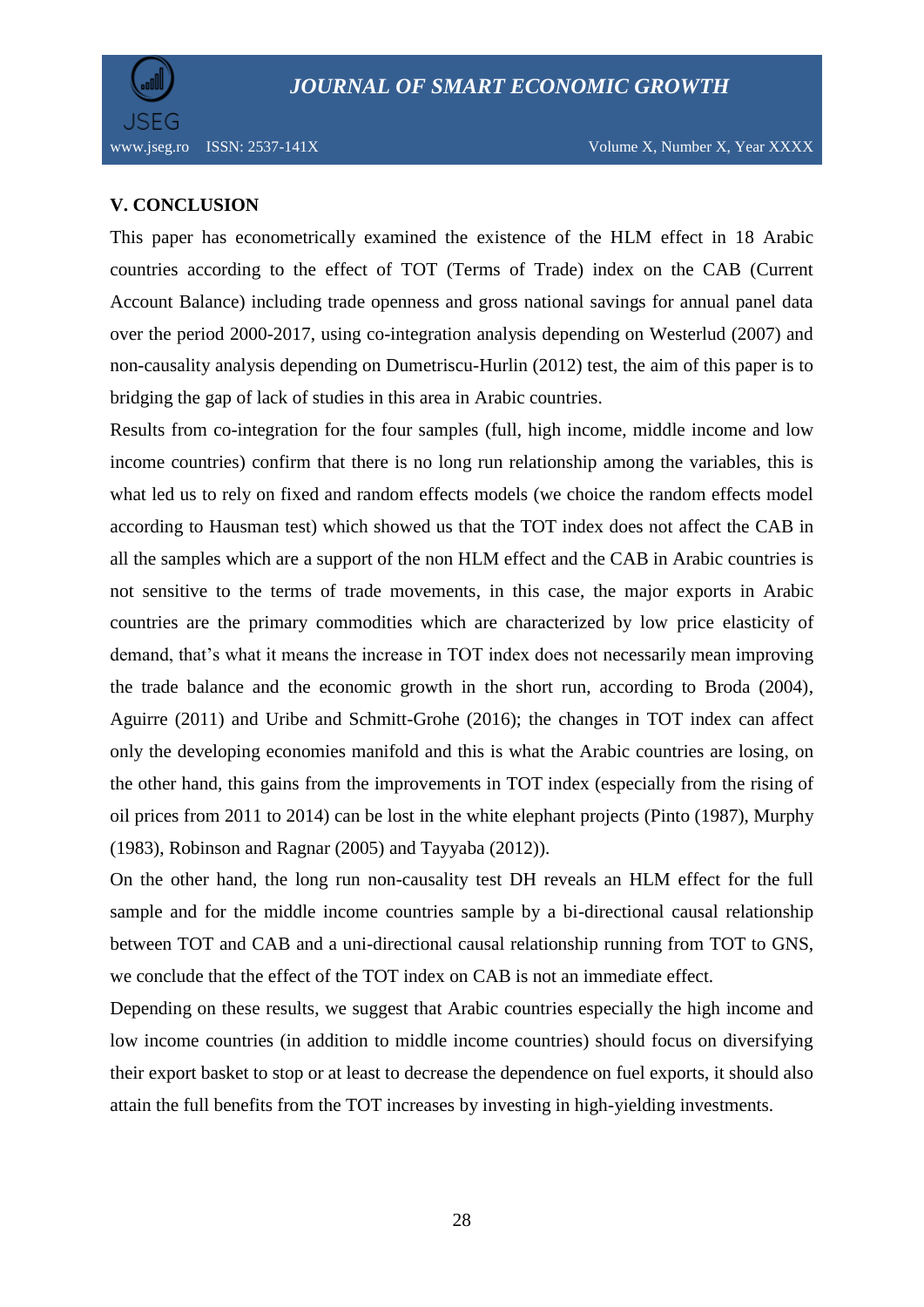## V. CONCLUSION

This paper has econometrically examined the existence of the HLM effect in 18 Arabic countries according to the effect of TOT (Terms of Trade) index on the CAB (Current Account Balance) including trade openness and gross national savings for annual panel data over the period 2000-2017, using co-integration analysis depending on Westerlud (2007) and non-causality analysis depending on Dumetriscu-Hurlin (2012) test, the aim of this paper is to bridging the gap of lack of studies in this area in Arabic countries.

Results from co-integration for the four samples (full, high income, middle income and low income countries) confirm that there is no long run relationship among the variables, this is what led us to rely on fixed and random effects models (we choice the random effects model according to Hausman test) which showed us that the TOT index does not affect the CAB in all the samples which are a support of the non HLM effect and the CAB in Arabic countries is not sensitive to the terms of trade movements, in this case, the major exports in Arabic countries are the primary commodities which are characterized by low price elasticity of demand, that's what it means the increase in TOT index does not necessarily mean improving the trade balance and the economic growth in the short run, according to Broda (2004), Aguirre (2011) and Uribe and Schmitt-Grohe (2016); the changes in TOT index can affect only the developing economies manifold and this is what the Arabic countries are losing, on the other hand, this gains from the improvements in TOT index (especially from the rising of oil prices from 2011 to 2014) can be lost in the white elephant projects (Pinto (1987), Murphy (1983), Robinson and Ragnar (2005) and Tayyaba (2012)).

On the other hand, the long run non-causality test DH reveals an HLM effect for the full sample and for the middle income countries sample by a bi-directional causal relationship between TOT and CAB and a uni-directional causal relationship running from TOT to GNS, we conclude that the effect of the TOT index on CAB is not an immediate effect.

Depending on these results, we suggest that Arabic countries especially the high income and low income countries (in addition to middle income countries) should focus on diversifying their export basket to stop or at least to decrease the dependence on fuel exports, it should also attain the full benefits from the TOT increases by investing in high-yielding investments.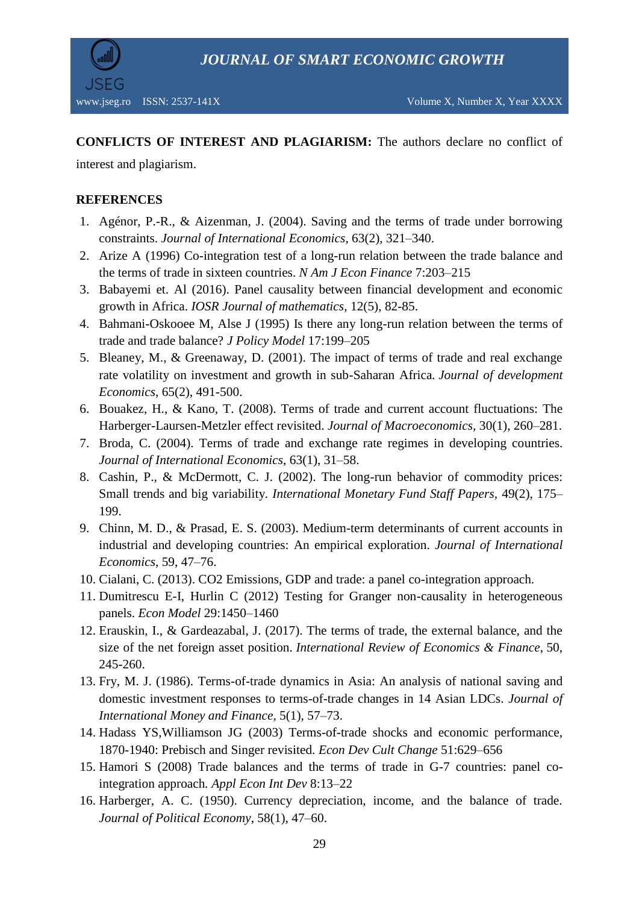**CONFLICTS OF INTEREST AND PLAGIARISM:** The authors declare no conflict of interest and plagiarism.

**REFERENCES**

1. Agénor, P.-R., & Aizenman, J. (2004). Saving and the terms of trade under borrowing constraints. *Journal of International Economics*, 63(2), 321–340.
2. Arize A (1996) Co-integration test of a long-run relation between the trade balance and the terms of trade in sixteen countries. *N Am J Econ Finance* 7:203–215
3. Babayemi et. Al (2016). Panel causality between financial development and economic growth in Africa. *IOSR Journal of mathematics*, 12(5), 82-85.
4. Bahmani-Oskooee M, Alse J (1995) Is there any long-run relation between the terms of trade and trade balance? *J Policy Model* 17:199–205
5. Bleaney, M., & Greenaway, D. (2001). The impact of terms of trade and real exchange rate volatility on investment and growth in sub-Saharan Africa. *Journal of development Economics*, 65(2), 491-500.
6. Bouakez, H., & Kano, T. (2008). Terms of trade and current account fluctuations: The Harberger-Laursen-Metzler effect revisited. *Journal of Macroeconomics*, 30(1), 260–281.
7. Broda, C. (2004). Terms of trade and exchange rate regimes in developing countries. *Journal of International Economics*, 63(1), 31–58.
8. Cashin, P., & McDermott, C. J. (2002). The long-run behavior of commodity prices: Small trends and big variability. *International Monetary Fund Staff Papers*, 49(2), 175–199.
9. Chinn, M. D., & Prasad, E. S. (2003). Medium-term determinants of current accounts in industrial and developing countries: An empirical exploration. *Journal of International Economics*, 59, 47–76.
10. Cialani, C. (2013). CO2 Emissions, GDP and trade: a panel co-integration approach.
11. Dumitrescu E-I, Hurlin C (2012) Testing for Granger non-causality in heterogeneous panels. *Econ Model* 29:1450–1460
12. Erauskin, I., & Gardeazabal, J. (2017). The terms of trade, the external balance, and the size of the net foreign asset position. *International Review of Economics & Finance*, 50, 245-260.
13. Fry, M. J. (1986). Terms-of-trade dynamics in Asia: An analysis of national saving and domestic investment responses to terms-of-trade changes in 14 Asian LDCs. *Journal of International Money and Finance*, 5(1), 57–73.
14. Hadass YS,Williamson JG (2003) Terms-of-trade shocks and economic performance, 1870-1940: Prebisch and Singer revisited. *Econ Dev Cult Change* 51:629–656
15. Hamori S (2008) Trade balances and the terms of trade in G-7 countries: panel co-integration approach. *Appl Econ Int Dev* 8:13–22
16. Harberger, A. C. (1950). Currency depreciation, income, and the balance of trade. *Journal of Political Economy*, 58(1), 47–60.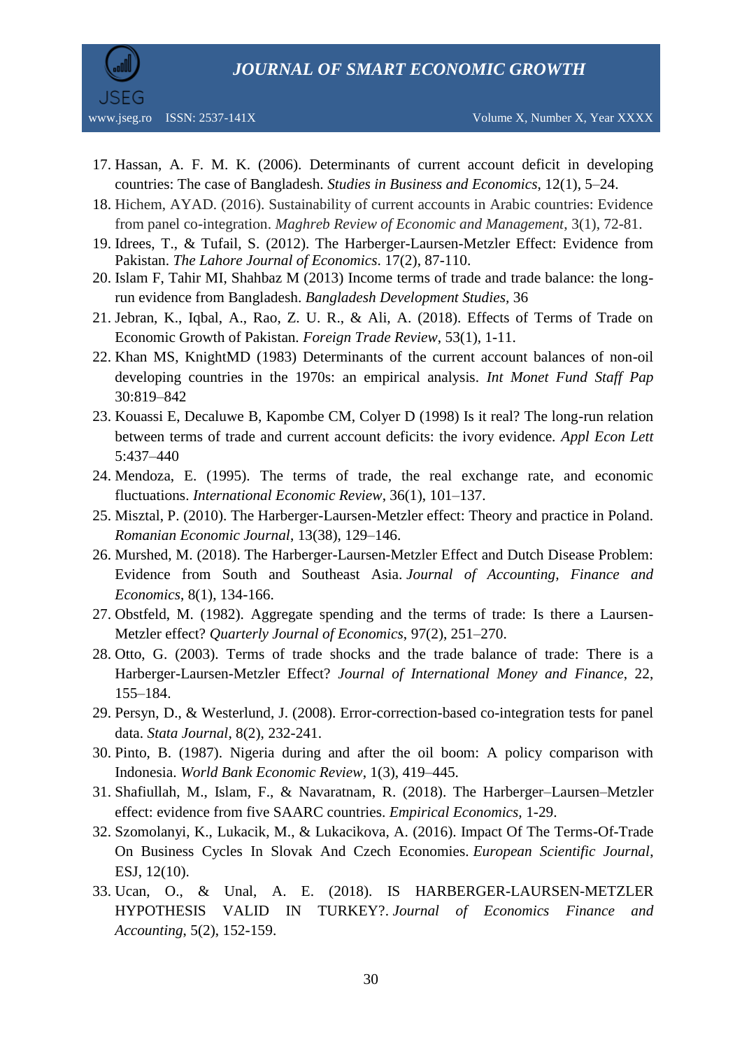17. Hassan, A. F. M. K. (2006). Determinants of current account deficit in developing countries: The case of Bangladesh. *Studies in Business and Economics*, 12(1), 5–24.
18. Hichem, AYAD. (2016). Sustainability of current accounts in Arabic countries: Evidence from panel co-integration. *Maghreb Review of Economic and Management*, 3(1), 72-81.
19. Idrees, T., & Tufail, S. (2012). The Harberger-Laursen-Metzler Effect: Evidence from Pakistan. *The Lahore Journal of Economics*. 17(2), 87-110.
20. Islam F, Tahir MI, Shahbaz M (2013) Income terms of trade and trade balance: the long-run evidence from Bangladesh. *Bangladesh Development Studies*, 36
21. Jebran, K., Iqbal, A., Rao, Z. U. R., & Ali, A. (2018). Effects of Terms of Trade on Economic Growth of Pakistan. *Foreign Trade Review*, 53(1), 1-11.
22. Khan MS, KnightMD (1983) Determinants of the current account balances of non-oil developing countries in the 1970s: an empirical analysis. *Int Monet Fund Staff Pap* 30:819–842
23. Kouassi E, Decaluwe B, Kapombe CM, Colyer D (1998) Is it real? The long-run relation between terms of trade and current account deficits: the ivory evidence. *Appl Econ Lett* 5:437–440
24. Mendoza, E. (1995). The terms of trade, the real exchange rate, and economic fluctuations. *International Economic Review*, 36(1), 101–137.
25. Misztal, P. (2010). The Harberger-Laursen-Metzler effect: Theory and practice in Poland. *Romanian Economic Journal*, 13(38), 129–146.
26. Murshed, M. (2018). The Harberger-Laursen-Metzler Effect and Dutch Disease Problem: Evidence from South and Southeast Asia. *Journal of Accounting, Finance and Economics*, 8(1), 134-166.
27. Obstfeld, M. (1982). Aggregate spending and the terms of trade: Is there a Laursen-Metzler effect? *Quarterly Journal of Economics*, 97(2), 251–270.
28. Otto, G. (2003). Terms of trade shocks and the trade balance of trade: There is a Harberger-Laursen-Metzler Effect? *Journal of International Money and Finance*, 22, 155–184.
29. Persyn, D., & Westerlund, J. (2008). Error-correction-based co-integration tests for panel data. *Stata Journal*, 8(2), 232-241.
30. Pinto, B. (1987). Nigeria during and after the oil boom: A policy comparison with Indonesia. *World Bank Economic Review*, 1(3), 419–445.
31. Shafiullah, M., Islam, F., & Navaratnam, R. (2018). The Harberger–Laursen–Metzler effect: evidence from five SAARC countries. *Empirical Economics,* 1-29.
32. Szomolanyi, K., Lukacik, M., & Lukacikova, A. (2016). Impact Of The Terms-Of-Trade On Business Cycles In Slovak And Czech Economies. *European Scientific Journal*, ESJ, 12(10).
33. Ucan, O., & Unal, A. E. (2018). IS HARBERGER-LAURSEN-METZLER HYPOTHESIS VALID IN TURKEY?. *Journal of Economics Finance and Accounting*, 5(2), 152-159.